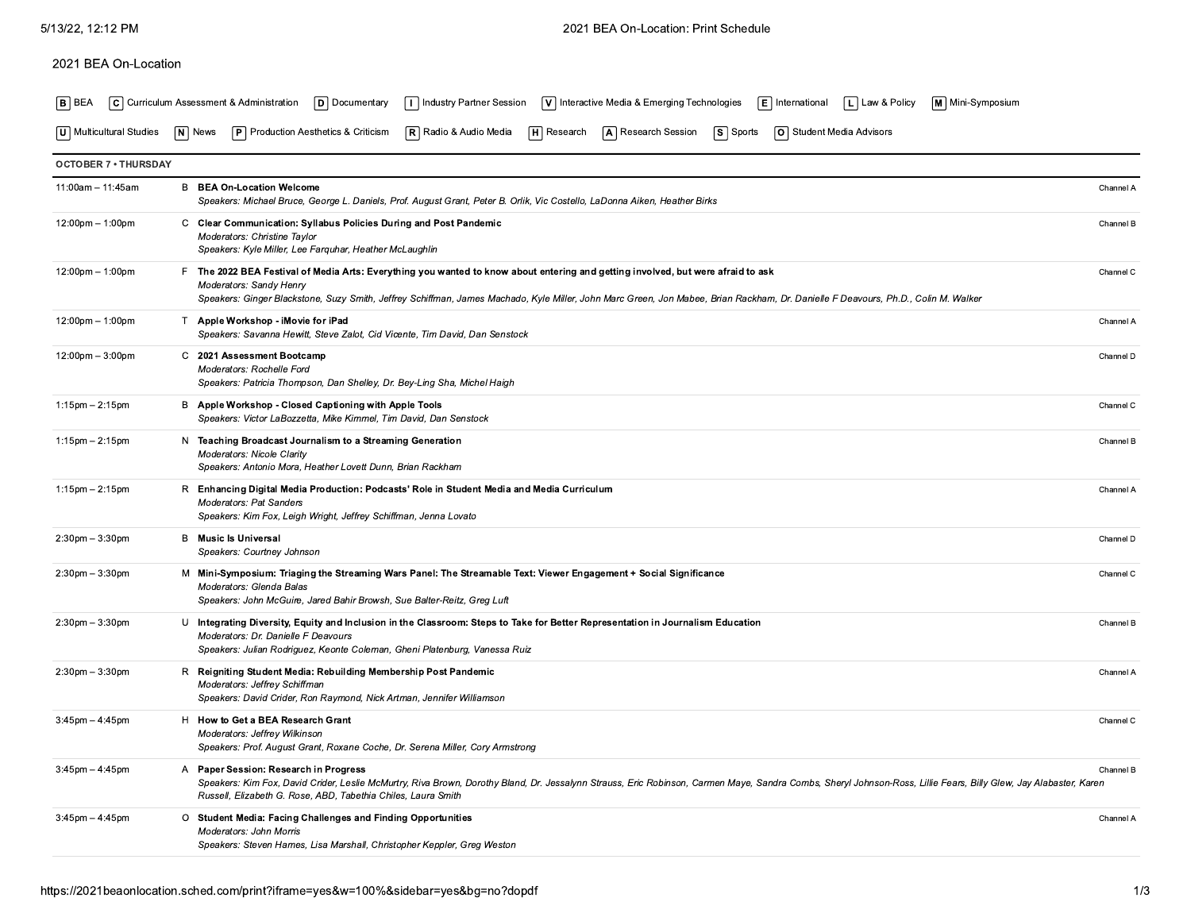2021 BEA On-Location

[B] BEA   [C] Curriculum Assessment & Administration   [D] Documentary   [I] Industry Partner Session   [V] Interactive Media & Emerging Technologies   [E] International   [L] Law & Policy   [M] Mini-Symposium

[U] Multicultural Studies   [N] News   [P] Production Aesthetics & Criticism   [R] Radio & Audio Media   [H] Research   [A] Research Session   [S] Sports   [O] Student Media Advisors

## OCTOBER 7 • THURSDAY

| Time | Track | Session | Channel |
|---|---|---|---|
| 11:00am – 11:45am | B | **BEA On-Location Welcome**<br>*Speakers: Michael Bruce, George L. Daniels, Prof. August Grant, Peter B. Orlik, Vic Costello, LaDonna Aiken, Heather Birks* | Channel A |
| 12:00pm – 1:00pm | C | **Clear Communication: Syllabus Policies During and Post Pandemic**<br>*Moderators: Christine Taylor*<br>*Speakers: Kyle Miller, Lee Farquhar, Heather McLaughlin* | Channel B |
| 12:00pm – 1:00pm | F | **The 2022 BEA Festival of Media Arts: Everything you wanted to know about entering and getting involved, but were afraid to ask**<br>*Moderators: Sandy Henry*<br>*Speakers: Ginger Blackstone, Suzy Smith, Jeffrey Schiffman, James Machado, Kyle Miller, John Marc Green, Jon Mabee, Brian Rackham, Dr. Danielle F Deavours, Ph.D., Colin M. Walker* | Channel C |
| 12:00pm – 1:00pm | T | **Apple Workshop - iMovie for iPad**<br>*Speakers: Savanna Hewitt, Steve Zalot, Cid Vicente, Tim David, Dan Senstock* | Channel A |
| 12:00pm – 3:00pm | C | **2021 Assessment Bootcamp**<br>*Moderators: Rochelle Ford*<br>*Speakers: Patricia Thompson, Dan Shelley, Dr. Bey-Ling Sha, Michel Haigh* | Channel D |
| 1:15pm – 2:15pm | B | **Apple Workshop - Closed Captioning with Apple Tools**<br>*Speakers: Victor LaBozzetta, Mike Kimmel, Tim David, Dan Senstock* | Channel C |
| 1:15pm – 2:15pm | N | **Teaching Broadcast Journalism to a Streaming Generation**<br>*Moderators: Nicole Clarity*<br>*Speakers: Antonio Mora, Heather Lovett Dunn, Brian Rackham* | Channel B |
| 1:15pm – 2:15pm | R | **Enhancing Digital Media Production: Podcasts' Role in Student Media and Media Curriculum**<br>*Moderators: Pat Sanders*<br>*Speakers: Kim Fox, Leigh Wright, Jeffrey Schiffman, Jenna Lovato* | Channel A |
| 2:30pm – 3:30pm | B | **Music Is Universal**<br>*Speakers: Courtney Johnson* | Channel D |
| 2:30pm – 3:30pm | M | **Mini-Symposium: Triaging the Streaming Wars Panel: The Streamable Text: Viewer Engagement + Social Significance**<br>*Moderators: Glenda Balas*<br>*Speakers: John McGuire, Jared Bahir Browsh, Sue Balter-Reitz, Greg Luft* | Channel C |
| 2:30pm – 3:30pm | U | **Integrating Diversity, Equity and Inclusion in the Classroom: Steps to Take for Better Representation in Journalism Education**<br>*Moderators: Dr. Danielle F Deavours*<br>*Speakers: Julian Rodriguez, Keonte Coleman, Gheni Platenburg, Vanessa Ruiz* | Channel B |
| 2:30pm – 3:30pm | R | **Reigniting Student Media: Rebuilding Membership Post Pandemic**<br>*Moderators: Jeffrey Schiffman*<br>*Speakers: David Crider, Ron Raymond, Nick Artman, Jennifer Williamson* | Channel A |
| 3:45pm – 4:45pm | H | **How to Get a BEA Research Grant**<br>*Moderators: Jeffrey Wilkinson*<br>*Speakers: Prof. August Grant, Roxane Coche, Dr. Serena Miller, Cory Armstrong* | Channel C |
| 3:45pm – 4:45pm | A | **Paper Session: Research in Progress**<br>*Speakers: Kim Fox, David Crider, Leslie McMurtry, Riva Brown, Dorothy Bland, Dr. Jessalynn Strauss, Eric Robinson, Carmen Maye, Sandra Combs, Sheryl Johnson-Ross, Lillie Fears, Billy Glew, Jay Alabaster, Karen Russell, Elizabeth G. Rose, ABD, Tabethia Chiles, Laura Smith* | Channel B |
| 3:45pm – 4:45pm | O | **Student Media: Facing Challenges and Finding Opportunities**<br>*Moderators: John Morris*<br>*Speakers: Steven Hames, Lisa Marshall, Christopher Keppler, Greg Weston* | Channel A |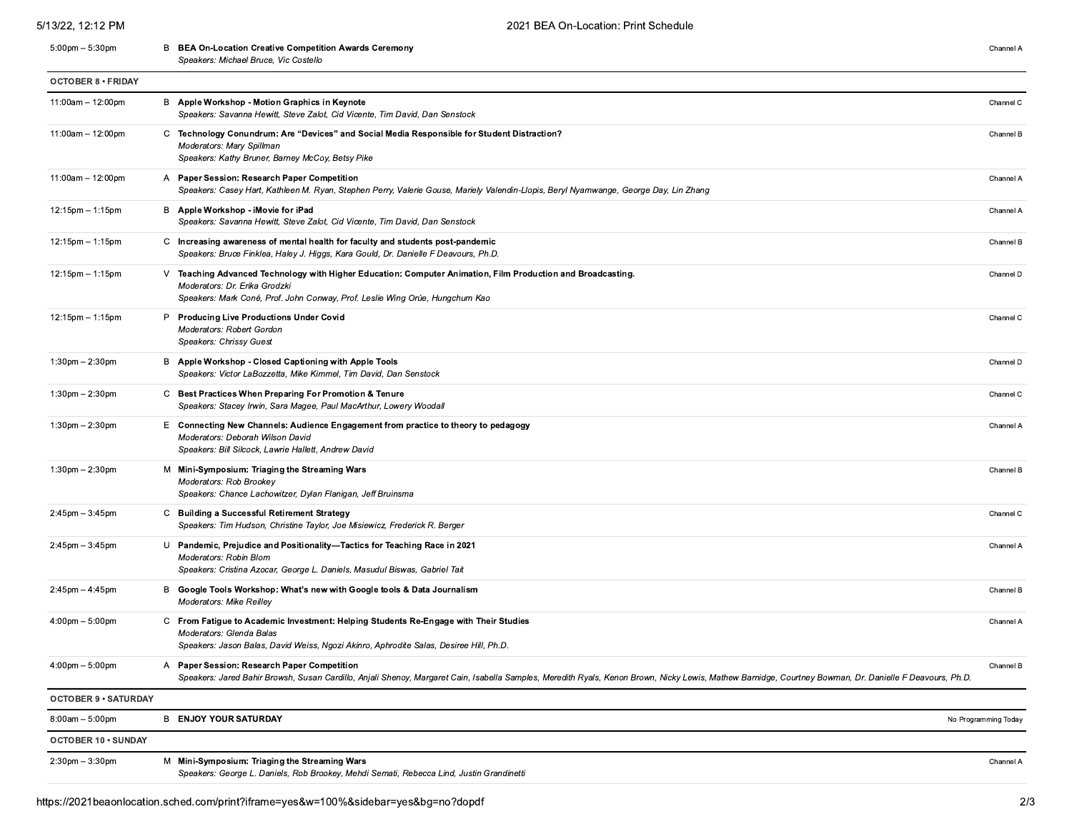5:00pm – 5:30pm B **BEA On-Location Creative Competition Awards Ceremony** Channel A
*Speakers: Michael Bruce, Vic Costello*

## OCTOBER 8 • FRIDAY

11:00am – 12:00pm B **Apple Workshop - Motion Graphics in Keynote** Channel C
*Speakers: Savanna Hewitt, Steve Zalot, Cid Vicente, Tim David, Dan Senstock*

11:00am – 12:00pm C **Technology Conundrum: Are "Devices" and Social Media Responsible for Student Distraction?** Channel B
*Moderators: Mary Spillman*
*Speakers: Kathy Bruner, Barney McCoy, Betsy Pike*

11:00am – 12:00pm A **Paper Session: Research Paper Competition** Channel A
*Speakers: Casey Hart, Kathleen M. Ryan, Stephen Perry, Valerie Gouse, Mariely Valendin-Llopis, Beryl Nyamwange, George Day, Lin Zhang*

12:15pm – 1:15pm B **Apple Workshop - iMovie for iPad** Channel A
*Speakers: Savanna Hewitt, Steve Zalot, Cid Vicente, Tim David, Dan Senstock*

12:15pm – 1:15pm C **Increasing awareness of mental health for faculty and students post-pandemic** Channel B
*Speakers: Bruce Finklea, Haley J. Higgs, Kara Gould, Dr. Danielle F Deavours, Ph.D.*

12:15pm – 1:15pm V **Teaching Advanced Technology with Higher Education: Computer Animation, Film Production and Broadcasting.** Channel D
*Moderators: Dr. Erika Grodzki*
*Speakers: Mark Coné, Prof. John Conway, Prof. Leslie Wing Orúe, Hungchum Kao*

12:15pm – 1:15pm P **Producing Live Productions Under Covid** Channel C
*Moderators: Robert Gordon*
*Speakers: Chrissy Guest*

1:30pm – 2:30pm B **Apple Workshop - Closed Captioning with Apple Tools** Channel D
*Speakers: Victor LaBozzetta, Mike Kimmel, Tim David, Dan Senstock*

1:30pm – 2:30pm C **Best Practices When Preparing For Promotion & Tenure** Channel C
*Speakers: Stacey Irwin, Sara Magee, Paul MacArthur, Lowery Woodall*

1:30pm – 2:30pm E **Connecting New Channels: Audience Engagement from practice to theory to pedagogy** Channel A
*Moderators: Deborah Wilson David*
*Speakers: Bill Silcock, Lawrie Hallett, Andrew David*

1:30pm – 2:30pm M **Mini-Symposium: Triaging the Streaming Wars** Channel B
*Moderators: Rob Brookey*
*Speakers: Chance Lachowitzer, Dylan Flanigan, Jeff Bruinsma*

2:45pm – 3:45pm C **Building a Successful Retirement Strategy** Channel C
*Speakers: Tim Hudson, Christine Taylor, Joe Misiewicz, Frederick R. Berger*

2:45pm – 3:45pm U **Pandemic, Prejudice and Positionality—Tactics for Teaching Race in 2021** Channel A
*Moderators: Robin Blom*
*Speakers: Cristina Azocar, George L. Daniels, Masudul Biswas, Gabriel Tait*

2:45pm – 4:45pm B **Google Tools Workshop: What's new with Google tools & Data Journalism** Channel B
*Moderators: Mike Reilley*

4:00pm – 5:00pm C **From Fatigue to Academic Investment: Helping Students Re-Engage with Their Studies** Channel A
*Moderators: Glenda Balas*
*Speakers: Jason Balas, David Weiss, Ngozi Akinro, Aphrodite Salas, Desiree Hill, Ph.D.*

4:00pm – 5:00pm A **Paper Session: Research Paper Competition** Channel B
*Speakers: Jared Bahir Browsh, Susan Cardillo, Anjali Shenoy, Margaret Cain, Isabella Samples, Meredith Ryals, Kenon Brown, Nicky Lewis, Mathew Barnidge, Courtney Bowman, Dr. Danielle F Deavours, Ph.D.*

## OCTOBER 9 • SATURDAY

8:00am – 5:00pm B **ENJOY YOUR SATURDAY** No Programming Today

## OCTOBER 10 • SUNDAY

2:30pm – 3:30pm M **Mini-Symposium: Triaging the Streaming Wars** Channel A
*Speakers: George L. Daniels, Rob Brookey, Mehdi Semati, Rebecca Lind, Justin Grandinetti*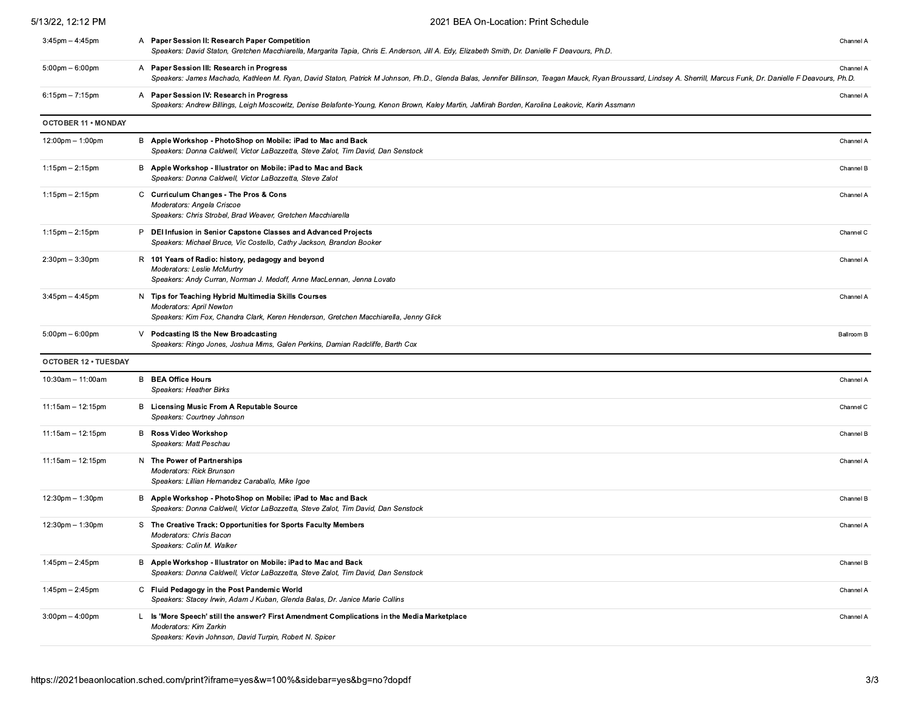| | | | |
|---|---|---|---|
| 3:45pm – 4:45pm | A | **Paper Session II: Research Paper Competition**<br>*Speakers: David Staton, Gretchen Macchiarella, Margarita Tapia, Chris E. Anderson, Jill A. Edy, Elizabeth Smith, Dr. Danielle F Deavours, Ph.D.* | Channel A |
| 5:00pm – 6:00pm | A | **Paper Session III: Research in Progress**<br>*Speakers: James Machado, Kathleen M. Ryan, David Staton, Patrick M Johnson, Ph.D., Glenda Balas, Jennifer Billinson, Teagan Mauck, Ryan Broussard, Lindsey A. Sherrill, Marcus Funk, Dr. Danielle F Deavours, Ph.D.* | Channel A |
| 6:15pm – 7:15pm | A | **Paper Session IV: Research in Progress**<br>*Speakers: Andrew Billings, Leigh Moscowitz, Denise Belafonte-Young, Kenon Brown, Kaley Martin, JaMirah Borden, Karolina Leakovic, Karin Assmann* | Channel A |

## OCTOBER 11 • MONDAY

| | | | |
|---|---|---|---|
| 12:00pm – 1:00pm | B | **Apple Workshop - PhotoShop on Mobile: iPad to Mac and Back**<br>*Speakers: Donna Caldwell, Victor LaBozzetta, Steve Zalot, Tim David, Dan Senstock* | Channel A |
| 1:15pm – 2:15pm | B | **Apple Workshop - Illustrator on Mobile: iPad to Mac and Back**<br>*Speakers: Donna Caldwell, Victor LaBozzetta, Steve Zalot* | Channel B |
| 1:15pm – 2:15pm | C | **Curriculum Changes - The Pros & Cons**<br>*Moderators: Angela Criscoe*<br>*Speakers: Chris Strobel, Brad Weaver, Gretchen Macchiarella* | Channel A |
| 1:15pm – 2:15pm | P | **DEI Infusion in Senior Capstone Classes and Advanced Projects**<br>*Speakers: Michael Bruce, Vic Costello, Cathy Jackson, Brandon Booker* | Channel C |
| 2:30pm – 3:30pm | R | **101 Years of Radio: history, pedagogy and beyond**<br>*Moderators: Leslie McMurtry*<br>*Speakers: Andy Curran, Norman J. Medoff, Anne MacLennan, Jenna Lovato* | Channel A |
| 3:45pm – 4:45pm | N | **Tips for Teaching Hybrid Multimedia Skills Courses**<br>*Moderators: April Newton*<br>*Speakers: Kim Fox, Chandra Clark, Keren Henderson, Gretchen Macchiarella, Jenny Glick* | Channel A |
| 5:00pm – 6:00pm | V | **Podcasting IS the New Broadcasting**<br>*Speakers: Ringo Jones, Joshua Mims, Galen Perkins, Damian Radcliffe, Barth Cox* | Ballroom B |

## OCTOBER 12 • TUESDAY

| | | | |
|---|---|---|---|
| 10:30am – 11:00am | B | **BEA Office Hours**<br>*Speakers: Heather Birks* | Channel A |
| 11:15am – 12:15pm | B | **Licensing Music From A Reputable Source**<br>*Speakers: Courtney Johnson* | Channel C |
| 11:15am – 12:15pm | B | **Ross Video Workshop**<br>*Speakers: Matt Peschau* | Channel B |
| 11:15am – 12:15pm | N | **The Power of Partnerships**<br>*Moderators: Rick Brunson*<br>*Speakers: Lillian Hernandez Caraballo, Mike Igoe* | Channel A |
| 12:30pm – 1:30pm | B | **Apple Workshop - PhotoShop on Mobile: iPad to Mac and Back**<br>*Speakers: Donna Caldwell, Victor LaBozzetta, Steve Zalot, Tim David, Dan Senstock* | Channel B |
| 12:30pm – 1:30pm | S | **The Creative Track: Opportunities for Sports Faculty Members**<br>*Moderators: Chris Bacon*<br>*Speakers: Colin M. Walker* | Channel A |
| 1:45pm – 2:45pm | B | **Apple Workshop - Illustrator on Mobile: iPad to Mac and Back**<br>*Speakers: Donna Caldwell, Victor LaBozzetta, Steve Zalot, Tim David, Dan Senstock* | Channel B |
| 1:45pm – 2:45pm | C | **Fluid Pedagogy in the Post Pandemic World**<br>*Speakers: Stacey Irwin, Adam J Kuban, Glenda Balas, Dr. Janice Marie Collins* | Channel A |
| 3:00pm – 4:00pm | L | **Is 'More Speech' still the answer? First Amendment Complications in the Media Marketplace**<br>*Moderators: Kim Zarkin*<br>*Speakers: Kevin Johnson, David Turpin, Robert N. Spicer* | Channel A |